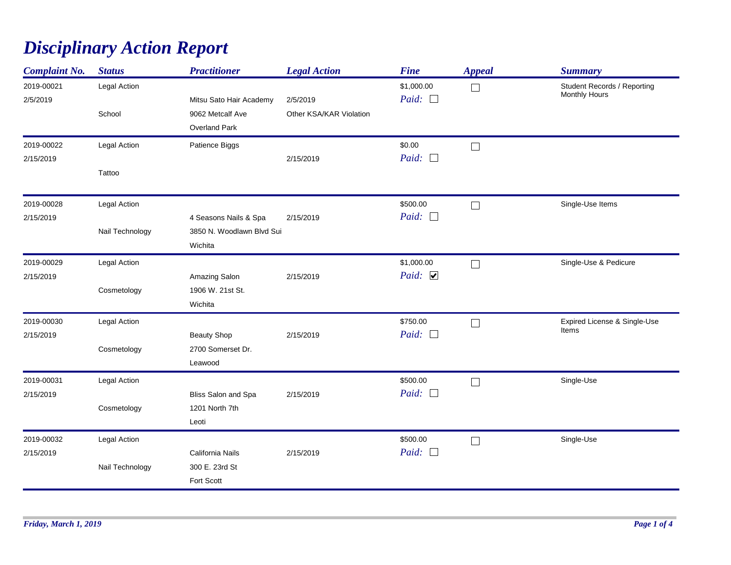# Disciplinary Action Report

| Complaint No. | Status | Practitioner | Legal Action | Fine | Appeal | Summary |
|---|---|---|---|---|---|---|
| 2019-00021<br>2/5/2019 | Legal Action<br>School | Mitsu Sato Hair Academy<br>9062 Metcalf Ave<br>Overland Park | 2/5/2019<br>Other KSA/KAR Violation | $1,000.00<br>*Paid:* ☐ | ☐ | Student Records / Reporting Monthly Hours |
| 2019-00022<br>2/15/2019 | Legal Action<br>Tattoo | Patience Biggs | 2/15/2019 | $0.00<br>*Paid:* ☐ | ☐ | |
| 2019-00028<br>2/15/2019 | Legal Action<br>Nail Technology | 4 Seasons Nails & Spa<br>3850 N. Woodlawn Blvd Sui<br>Wichita | 2/15/2019 | $500.00<br>*Paid:* ☐ | ☐ | Single-Use Items |
| 2019-00029<br>2/15/2019 | Legal Action<br>Cosmetology | Amazing Salon<br>1906 W. 21st St.<br>Wichita | 2/15/2019 | $1,000.00<br>*Paid:* ☑ | ☐ | Single-Use & Pedicure |
| 2019-00030<br>2/15/2019 | Legal Action<br>Cosmetology | Beauty Shop<br>2700 Somerset Dr.<br>Leawood | 2/15/2019 | $750.00<br>*Paid:* ☐ | ☐ | Expired License & Single-Use Items |
| 2019-00031<br>2/15/2019 | Legal Action<br>Cosmetology | Bliss Salon and Spa<br>1201 North 7th<br>Leoti | 2/15/2019 | $500.00<br>*Paid:* ☐ | ☐ | Single-Use |
| 2019-00032<br>2/15/2019 | Legal Action<br>Nail Technology | California Nails<br>300 E. 23rd St<br>Fort Scott | 2/15/2019 | $500.00<br>*Paid:* ☐ | ☐ | Single-Use |

*Friday, March 1, 2019*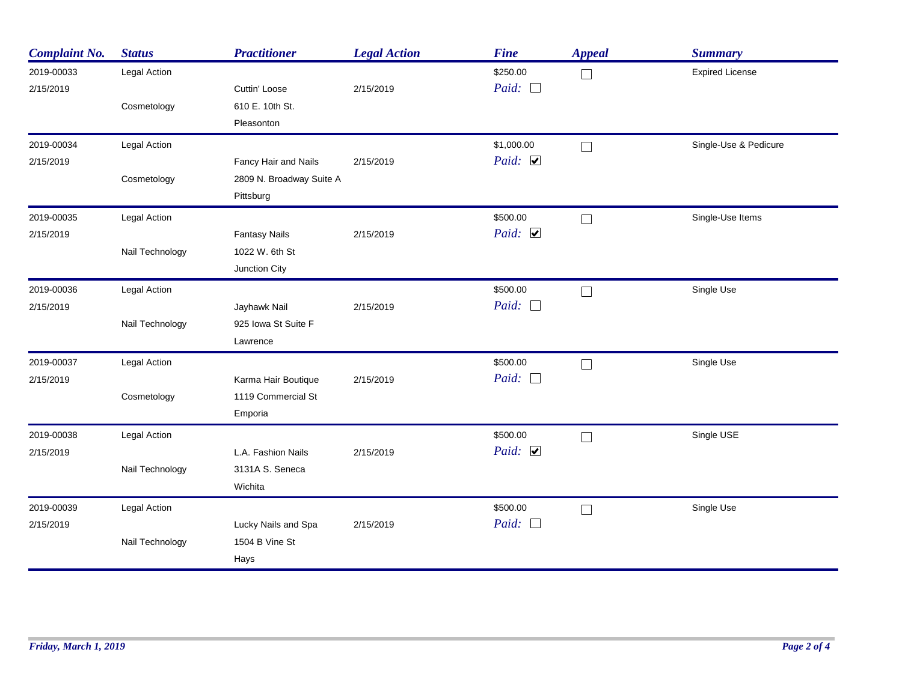| Complaint No. | Status | Practitioner | Legal Action | Fine | Appeal | Summary |
|---|---|---|---|---|---|---|
| 2019-00033<br>2/15/2019 | Legal Action<br><br>Cosmetology | Cuttin' Loose<br>610 E. 10th St.<br>Pleasonton | 2/15/2019 | $250.00<br>Paid: ☐ | ☐ | Expired License |
| 2019-00034<br>2/15/2019 | Legal Action<br><br>Cosmetology | Fancy Hair and Nails<br>2809 N. Broadway Suite A<br>Pittsburg | 2/15/2019 | $1,000.00<br>Paid: ☑ | ☐ | Single-Use & Pedicure |
| 2019-00035<br>2/15/2019 | Legal Action<br><br>Nail Technology | Fantasy Nails<br>1022 W. 6th St<br>Junction City | 2/15/2019 | $500.00<br>Paid: ☑ | ☐ | Single-Use Items |
| 2019-00036<br>2/15/2019 | Legal Action<br><br>Nail Technology | Jayhawk Nail<br>925 Iowa St Suite F<br>Lawrence | 2/15/2019 | $500.00<br>Paid: ☐ | ☐ | Single Use |
| 2019-00037<br>2/15/2019 | Legal Action<br><br>Cosmetology | Karma Hair Boutique<br>1119 Commercial St<br>Emporia | 2/15/2019 | $500.00<br>Paid: ☐ | ☐ | Single Use |
| 2019-00038<br>2/15/2019 | Legal Action<br><br>Nail Technology | L.A. Fashion Nails<br>3131A S. Seneca<br>Wichita | 2/15/2019 | $500.00<br>Paid: ☑ | ☐ | Single USE |
| 2019-00039<br>2/15/2019 | Legal Action<br><br>Nail Technology | Lucky Nails and Spa<br>1504 B Vine St<br>Hays | 2/15/2019 | $500.00<br>Paid: ☐ | ☐ | Single Use |

*Friday, March 1, 2019*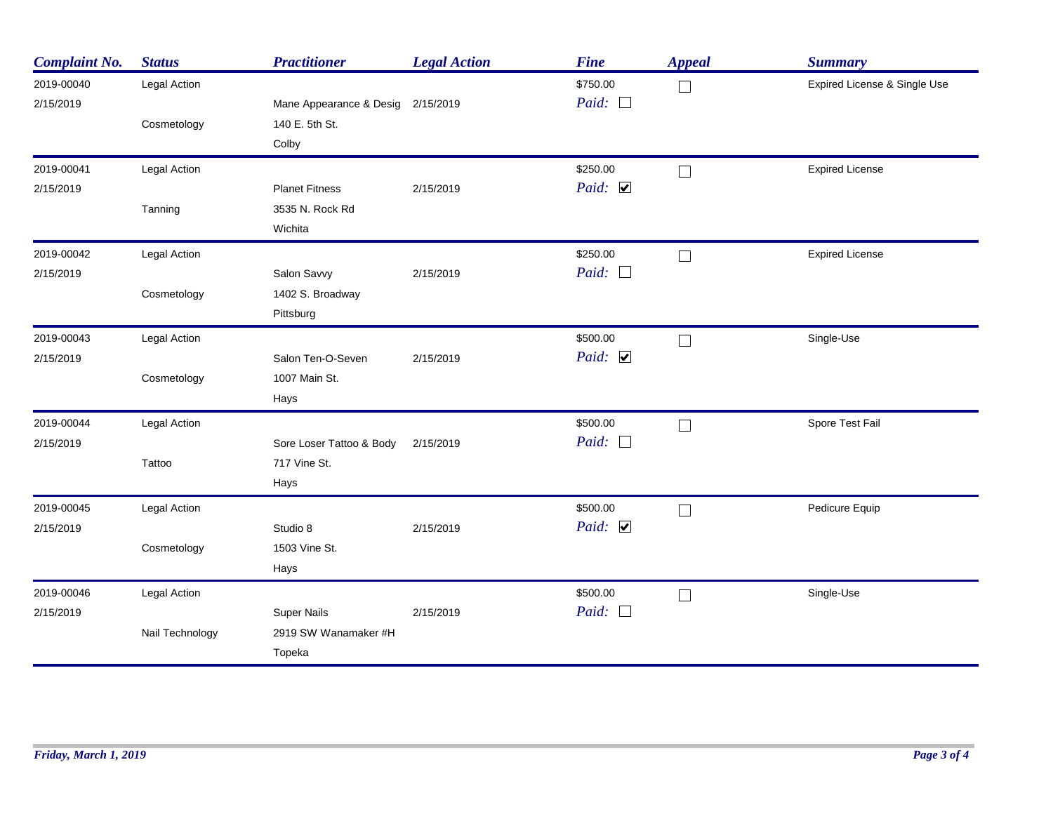| Complaint No. | Status | Practitioner | Legal Action | Fine | Appeal | Summary |
|---|---|---|---|---|---|---|
| 2019-00040<br>2/15/2019 | Legal Action<br><br>Cosmetology | Mane Appearance & Desig<br>140 E. 5th St.<br>Colby | 2/15/2019 | $750.00<br>Paid: ☐ | ☐ | Expired License & Single Use |
| 2019-00041<br>2/15/2019 | Legal Action<br><br>Tanning | Planet Fitness<br>3535 N. Rock Rd<br>Wichita | 2/15/2019 | $250.00<br>Paid: ☑ | ☐ | Expired License |
| 2019-00042<br>2/15/2019 | Legal Action<br><br>Cosmetology | Salon Savvy<br>1402 S. Broadway<br>Pittsburg | 2/15/2019 | $250.00<br>Paid: ☐ | ☐ | Expired License |
| 2019-00043<br>2/15/2019 | Legal Action<br><br>Cosmetology | Salon Ten-O-Seven<br>1007 Main St.<br>Hays | 2/15/2019 | $500.00<br>Paid: ☑ | ☐ | Single-Use |
| 2019-00044<br>2/15/2019 | Legal Action<br><br>Tattoo | Sore Loser Tattoo & Body<br>717 Vine St.<br>Hays | 2/15/2019 | $500.00<br>Paid: ☐ | ☐ | Spore Test Fail |
| 2019-00045<br>2/15/2019 | Legal Action<br><br>Cosmetology | Studio 8<br>1503 Vine St.<br>Hays | 2/15/2019 | $500.00<br>Paid: ☑ | ☐ | Pedicure Equip |
| 2019-00046<br>2/15/2019 | Legal Action<br><br>Nail Technology | Super Nails<br>2919 SW Wanamaker #H<br>Topeka | 2/15/2019 | $500.00<br>Paid: ☐ | ☐ | Single-Use |

*Friday, March 1, 2019*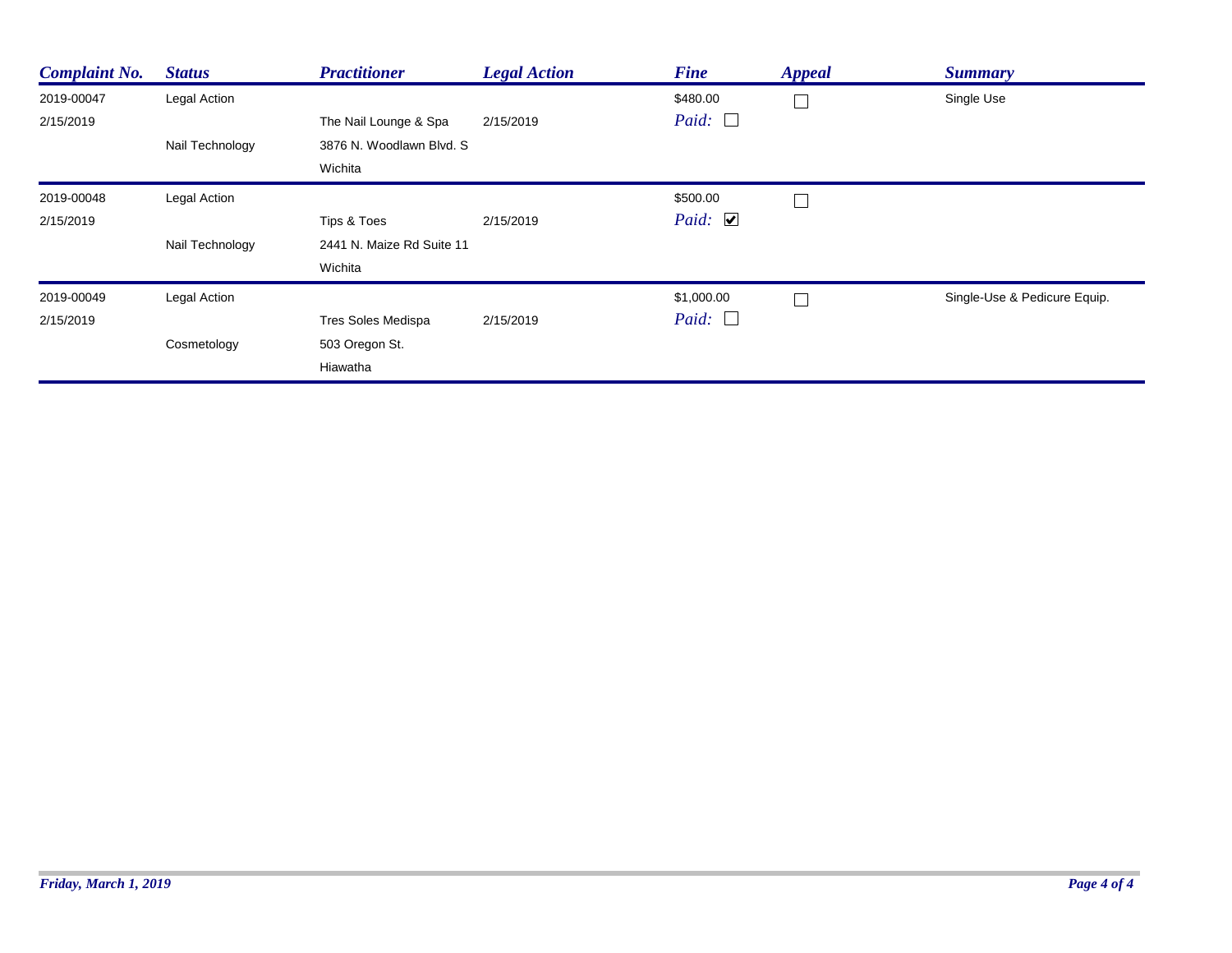| Complaint No. | Status | Practitioner | Legal Action | Fine | Appeal | Summary |
|---|---|---|---|---|---|---|
| 2019-00047<br>2/15/2019 | Legal Action<br><br>Nail Technology | The Nail Lounge & Spa<br>3876 N. Woodlawn Blvd. S<br>Wichita | 2/15/2019 | $480.00<br>Paid: ☐ | ☐ | Single Use |
| 2019-00048<br>2/15/2019 | Legal Action<br><br>Nail Technology | Tips & Toes<br>2441 N. Maize Rd Suite 11<br>Wichita | 2/15/2019 | $500.00<br>Paid: ☑ | ☐ | |
| 2019-00049<br>2/15/2019 | Legal Action<br><br>Cosmetology | Tres Soles Medispa<br>503 Oregon St.<br>Hiawatha | 2/15/2019 | $1,000.00<br>Paid: ☐ | ☐ | Single-Use & Pedicure Equip. |

*Friday, March 1, 2019*